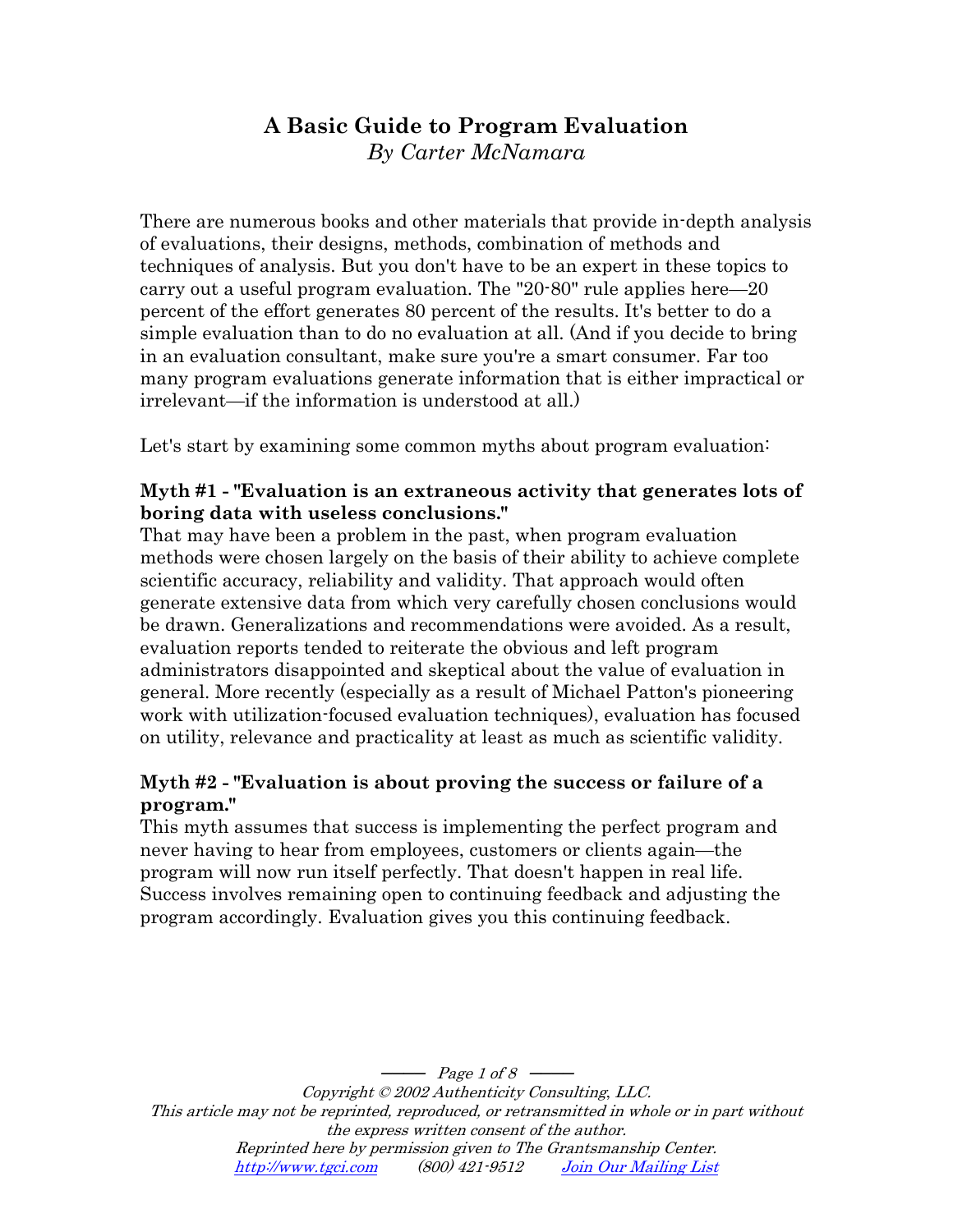# A Basic Guide to Program Evaluation

*By Carter McNamara*

There are numerous books and other materials that provide in-depth analysis of evaluations, their designs, methods, combination of methods and techniques of analysis. But you don't have to be an expert in these topics to carry out a useful program evaluation. The "20-80" rule applies here—20 percent of the effort generates 80 percent of the results. It's better to do a simple evaluation than to do no evaluation at all. (And if you decide to bring in an evaluation consultant, make sure you're a smart consumer. Far too many program evaluations generate information that is either impractical or irrelevant—if the information is understood at all.)

Let's start by examining some common myths about program evaluation:

**Myth #1 - "Evaluation is an extraneous activity that generates lots of boring data with useless conclusions."**

That may have been a problem in the past, when program evaluation methods were chosen largely on the basis of their ability to achieve complete scientific accuracy, reliability and validity. That approach would often generate extensive data from which very carefully chosen conclusions would be drawn. Generalizations and recommendations were avoided. As a result, evaluation reports tended to reiterate the obvious and left program administrators disappointed and skeptical about the value of evaluation in general. More recently (especially as a result of Michael Patton's pioneering work with utilization-focused evaluation techniques), evaluation has focused on utility, relevance and practicality at least as much as scientific validity.

**Myth #2 - "Evaluation is about proving the success or failure of a program."**

This myth assumes that success is implementing the perfect program and never having to hear from employees, customers or clients again—the program will now run itself perfectly. That doesn't happen in real life. Success involves remaining open to continuing feedback and adjusting the program accordingly. Evaluation gives you this continuing feedback.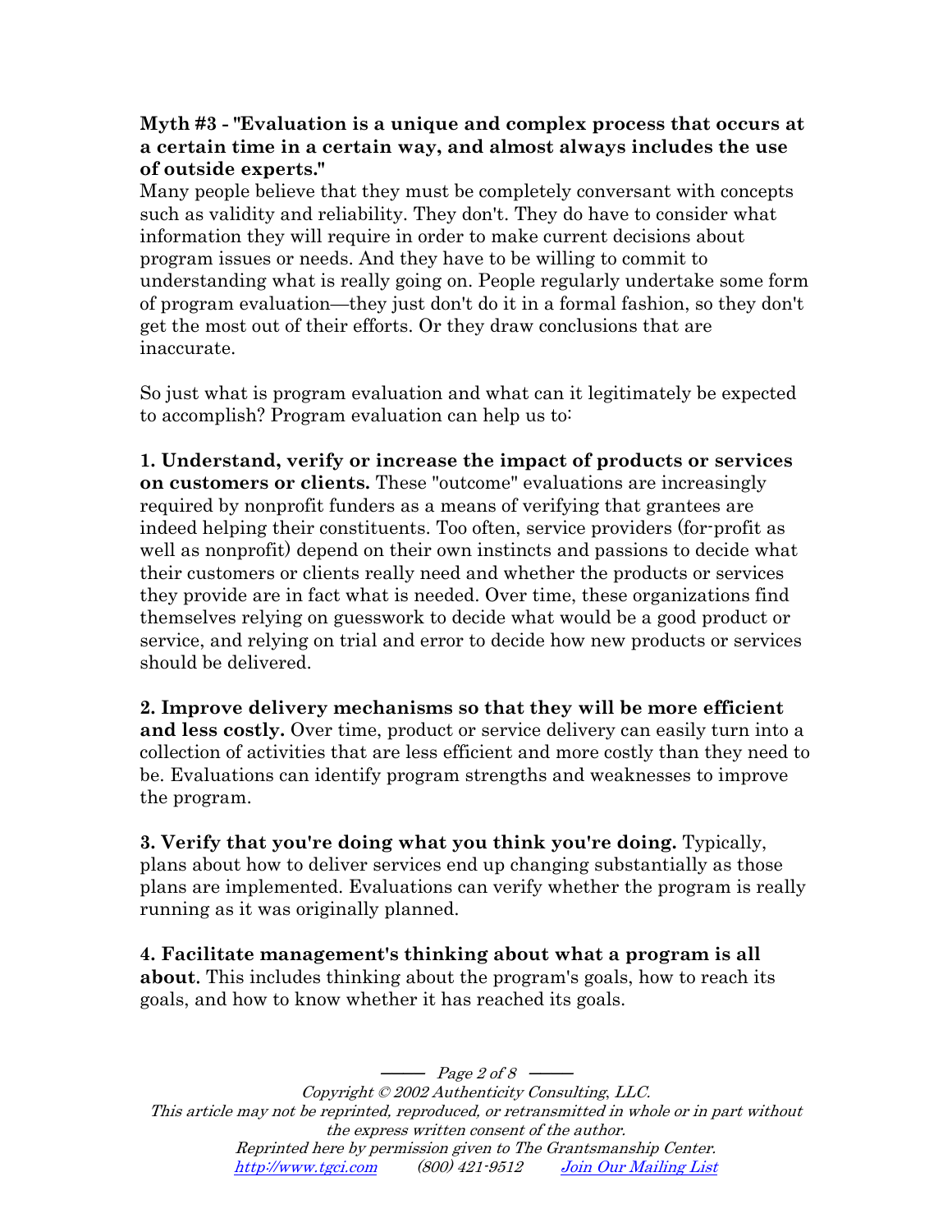**Myth #3 - "Evaluation is a unique and complex process that occurs at a certain time in a certain way, and almost always includes the use of outside experts."**

Many people believe that they must be completely conversant with concepts such as validity and reliability. They don't. They do have to consider what information they will require in order to make current decisions about program issues or needs. And they have to be willing to commit to understanding what is really going on. People regularly undertake some form of program evaluation—they just don't do it in a formal fashion, so they don't get the most out of their efforts. Or they draw conclusions that are inaccurate.

So just what is program evaluation and what can it legitimately be expected to accomplish? Program evaluation can help us to:

**1. Understand, verify or increase the impact of products or services on customers or clients.** These "outcome" evaluations are increasingly required by nonprofit funders as a means of verifying that grantees are indeed helping their constituents. Too often, service providers (for-profit as well as nonprofit) depend on their own instincts and passions to decide what their customers or clients really need and whether the products or services they provide are in fact what is needed. Over time, these organizations find themselves relying on guesswork to decide what would be a good product or service, and relying on trial and error to decide how new products or services should be delivered.

**2. Improve delivery mechanisms so that they will be more efficient and less costly.** Over time, product or service delivery can easily turn into a collection of activities that are less efficient and more costly than they need to be. Evaluations can identify program strengths and weaknesses to improve the program.

**3. Verify that you're doing what you think you're doing.** Typically, plans about how to deliver services end up changing substantially as those plans are implemented. Evaluations can verify whether the program is really running as it was originally planned.

**4. Facilitate management's thinking about what a program is all about.** This includes thinking about the program's goals, how to reach its goals, and how to know whether it has reached its goals.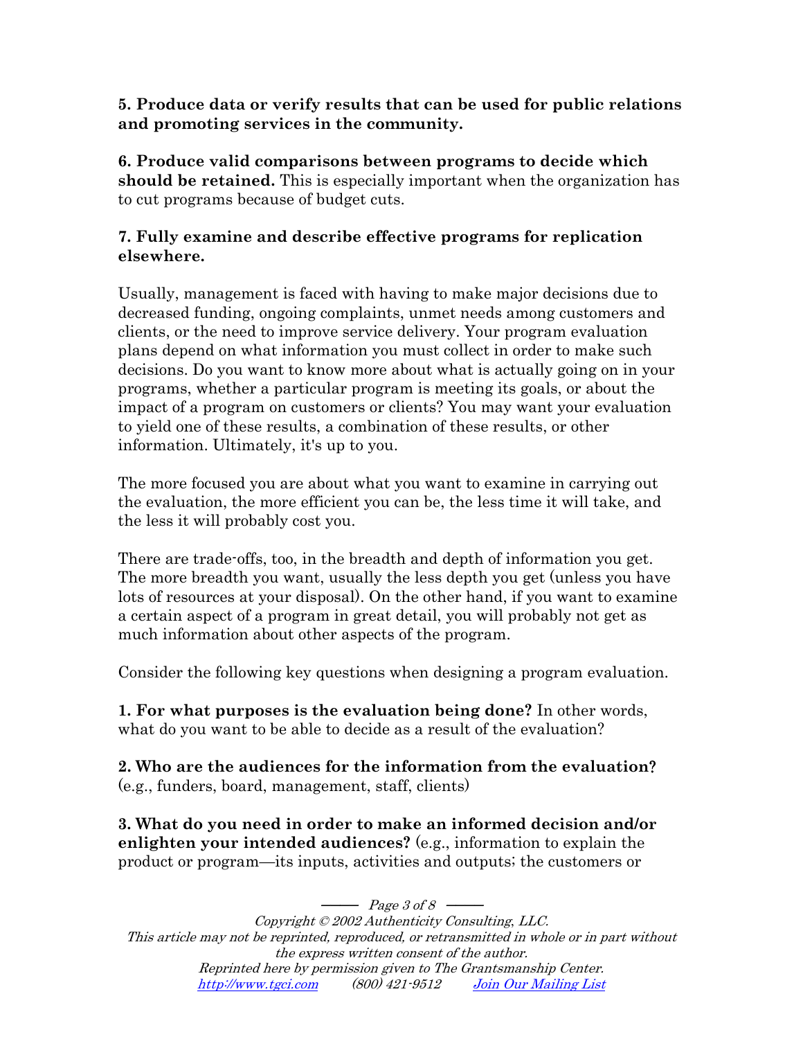**5. Produce data or verify results that can be used for public relations and promoting services in the community.**

**6. Produce valid comparisons between programs to decide which should be retained.** This is especially important when the organization has to cut programs because of budget cuts.

**7. Fully examine and describe effective programs for replication elsewhere.**

Usually, management is faced with having to make major decisions due to decreased funding, ongoing complaints, unmet needs among customers and clients, or the need to improve service delivery. Your program evaluation plans depend on what information you must collect in order to make such decisions. Do you want to know more about what is actually going on in your programs, whether a particular program is meeting its goals, or about the impact of a program on customers or clients? You may want your evaluation to yield one of these results, a combination of these results, or other information. Ultimately, it's up to you.

The more focused you are about what you want to examine in carrying out the evaluation, the more efficient you can be, the less time it will take, and the less it will probably cost you.

There are trade-offs, too, in the breadth and depth of information you get. The more breadth you want, usually the less depth you get (unless you have lots of resources at your disposal). On the other hand, if you want to examine a certain aspect of a program in great detail, you will probably not get as much information about other aspects of the program.

Consider the following key questions when designing a program evaluation.

**1. For what purposes is the evaluation being done?** In other words, what do you want to be able to decide as a result of the evaluation?

**2. Who are the audiences for the information from the evaluation?** (e.g., funders, board, management, staff, clients)

**3. What do you need in order to make an informed decision and/or enlighten your intended audiences?** (e.g., information to explain the product or program—its inputs, activities and outputs; the customers or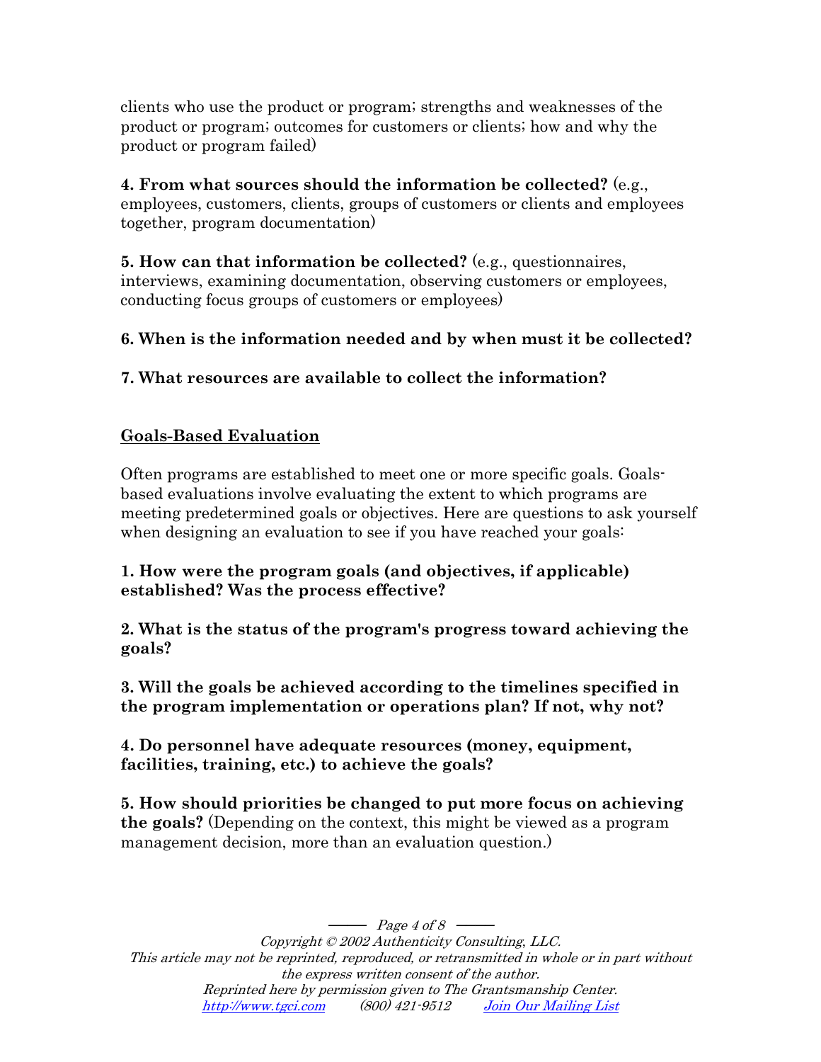clients who use the product or program; strengths and weaknesses of the product or program; outcomes for customers or clients; how and why the product or program failed)

**4. From what sources should the information be collected?** (e.g., employees, customers, clients, groups of customers or clients and employees together, program documentation)

**5. How can that information be collected?** (e.g., questionnaires, interviews, examining documentation, observing customers or employees, conducting focus groups of customers or employees)

**6. When is the information needed and by when must it be collected?**

**7. What resources are available to collect the information?**

## Goals-Based Evaluation

Often programs are established to meet one or more specific goals. Goals-based evaluations involve evaluating the extent to which programs are meeting predetermined goals or objectives. Here are questions to ask yourself when designing an evaluation to see if you have reached your goals:

**1. How were the program goals (and objectives, if applicable) established? Was the process effective?**

**2. What is the status of the program's progress toward achieving the goals?**

**3. Will the goals be achieved according to the timelines specified in the program implementation or operations plan? If not, why not?**

**4. Do personnel have adequate resources (money, equipment, facilities, training, etc.) to achieve the goals?**

**5. How should priorities be changed to put more focus on achieving the goals?** (Depending on the context, this might be viewed as a program management decision, more than an evaluation question.)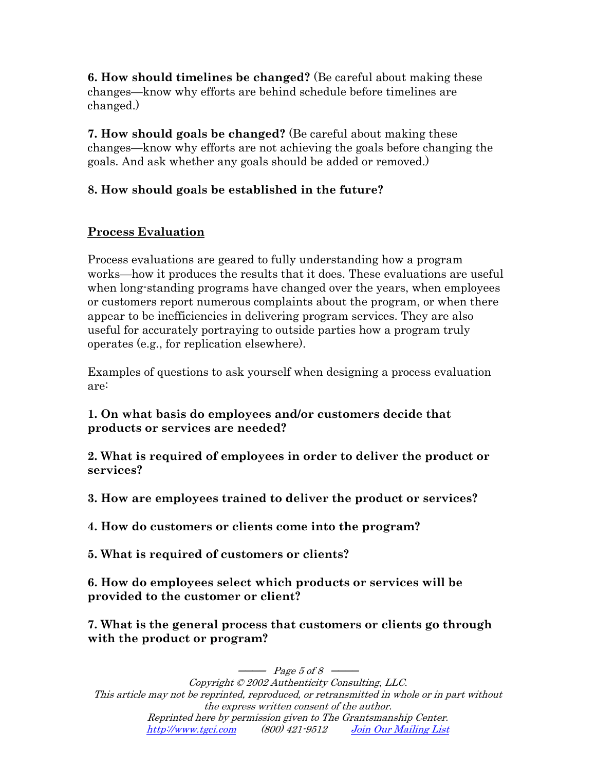**6. How should timelines be changed?** (Be careful about making these changes—know why efforts are behind schedule before timelines are changed.)

**7. How should goals be changed?** (Be careful about making these changes—know why efforts are not achieving the goals before changing the goals. And ask whether any goals should be added or removed.)

**8. How should goals be established in the future?**

## Process Evaluation

Process evaluations are geared to fully understanding how a program works—how it produces the results that it does. These evaluations are useful when long-standing programs have changed over the years, when employees or customers report numerous complaints about the program, or when there appear to be inefficiencies in delivering program services. They are also useful for accurately portraying to outside parties how a program truly operates (e.g., for replication elsewhere).

Examples of questions to ask yourself when designing a process evaluation are:

**1. On what basis do employees and/or customers decide that products or services are needed?**

**2. What is required of employees in order to deliver the product or services?**

**3. How are employees trained to deliver the product or services?**

**4. How do customers or clients come into the program?**

**5. What is required of customers or clients?**

**6. How do employees select which products or services will be provided to the customer or client?**

**7. What is the general process that customers or clients go through with the product or program?**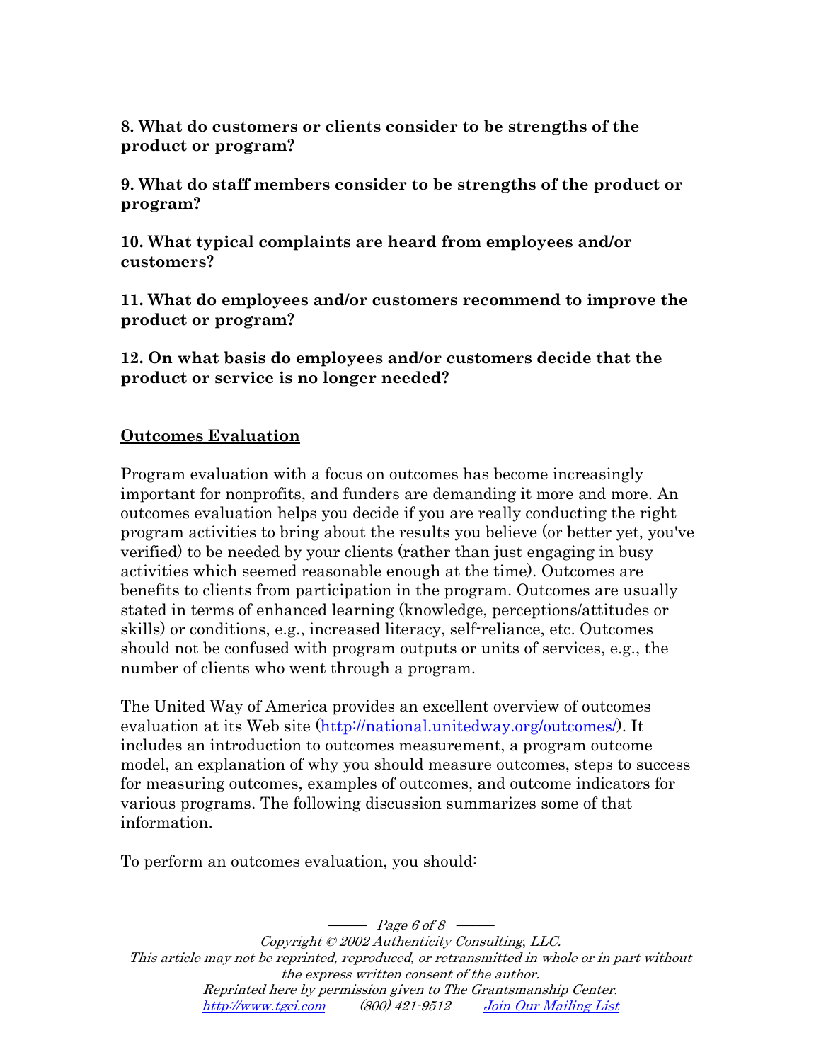**8. What do customers or clients consider to be strengths of the product or program?**

**9. What do staff members consider to be strengths of the product or program?**

**10. What typical complaints are heard from employees and/or customers?**

**11. What do employees and/or customers recommend to improve the product or program?**

**12. On what basis do employees and/or customers decide that the product or service is no longer needed?**

## Outcomes Evaluation

Program evaluation with a focus on outcomes has become increasingly important for nonprofits, and funders are demanding it more and more. An outcomes evaluation helps you decide if you are really conducting the right program activities to bring about the results you believe (or better yet, you've verified) to be needed by your clients (rather than just engaging in busy activities which seemed reasonable enough at the time). Outcomes are benefits to clients from participation in the program. Outcomes are usually stated in terms of enhanced learning (knowledge, perceptions/attitudes or skills) or conditions, e.g., increased literacy, self-reliance, etc. Outcomes should not be confused with program outputs or units of services, e.g., the number of clients who went through a program.

The United Way of America provides an excellent overview of outcomes evaluation at its Web site (http://national.unitedway.org/outcomes/). It includes an introduction to outcomes measurement, a program outcome model, an explanation of why you should measure outcomes, steps to success for measuring outcomes, examples of outcomes, and outcome indicators for various programs. The following discussion summarizes some of that information.

To perform an outcomes evaluation, you should: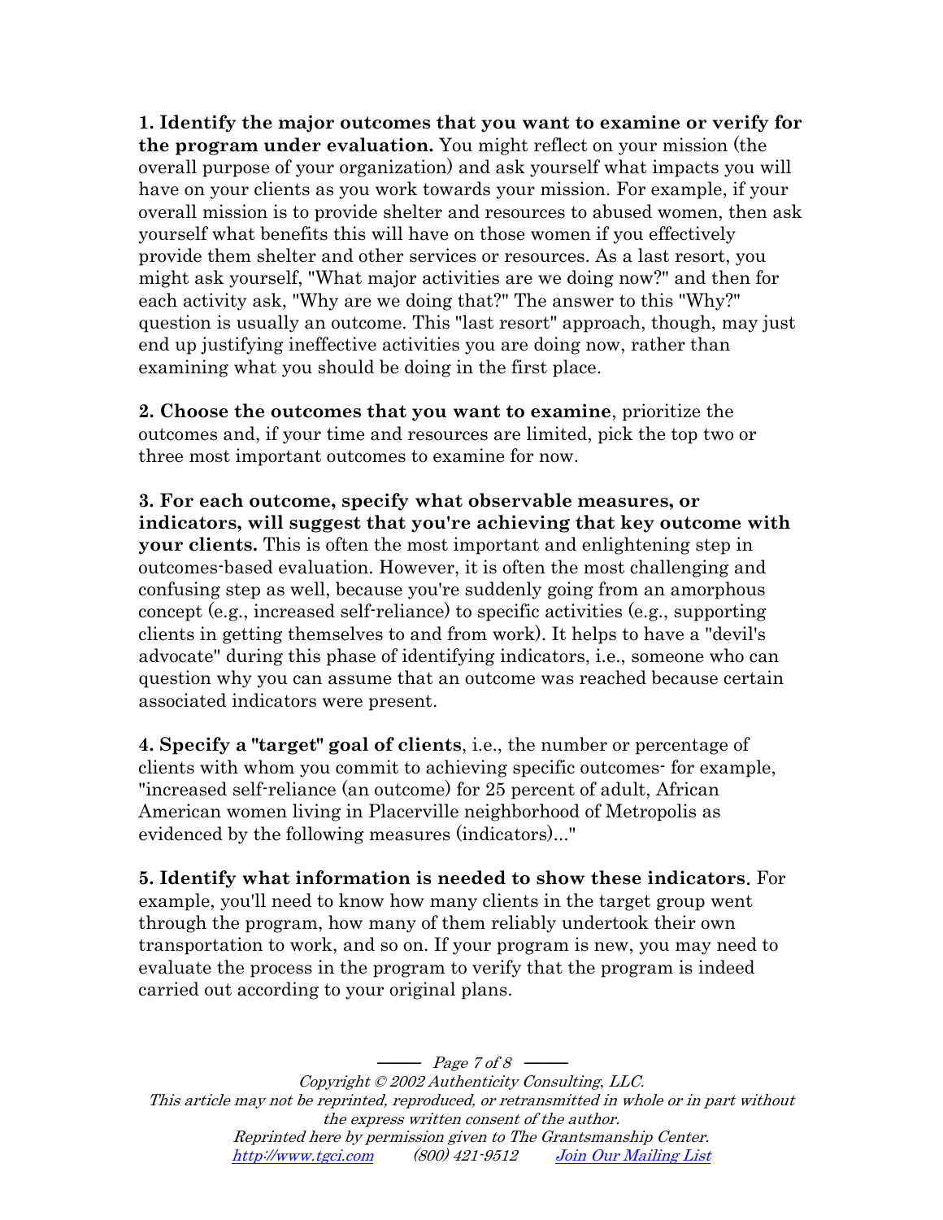**1. Identify the major outcomes that you want to examine or verify for the program under evaluation.** You might reflect on your mission (the overall purpose of your organization) and ask yourself what impacts you will have on your clients as you work towards your mission. For example, if your overall mission is to provide shelter and resources to abused women, then ask yourself what benefits this will have on those women if you effectively provide them shelter and other services or resources. As a last resort, you might ask yourself, "What major activities are we doing now?" and then for each activity ask, "Why are we doing that?" The answer to this "Why?" question is usually an outcome. This "last resort" approach, though, may just end up justifying ineffective activities you are doing now, rather than examining what you should be doing in the first place.

**2. Choose the outcomes that you want to examine**, prioritize the outcomes and, if your time and resources are limited, pick the top two or three most important outcomes to examine for now.

**3. For each outcome, specify what observable measures, or indicators, will suggest that you're achieving that key outcome with your clients.** This is often the most important and enlightening step in outcomes-based evaluation. However, it is often the most challenging and confusing step as well, because you're suddenly going from an amorphous concept (e.g., increased self-reliance) to specific activities (e.g., supporting clients in getting themselves to and from work). It helps to have a "devil's advocate" during this phase of identifying indicators, i.e., someone who can question why you can assume that an outcome was reached because certain associated indicators were present.

**4. Specify a "target" goal of clients**, i.e., the number or percentage of clients with whom you commit to achieving specific outcomes- for example, "increased self-reliance (an outcome) for 25 percent of adult, African American women living in Placerville neighborhood of Metropolis as evidenced by the following measures (indicators)..."

**5. Identify what information is needed to show these indicators.** For example, you'll need to know how many clients in the target group went through the program, how many of them reliably undertook their own transportation to work, and so on. If your program is new, you may need to evaluate the process in the program to verify that the program is indeed carried out according to your original plans.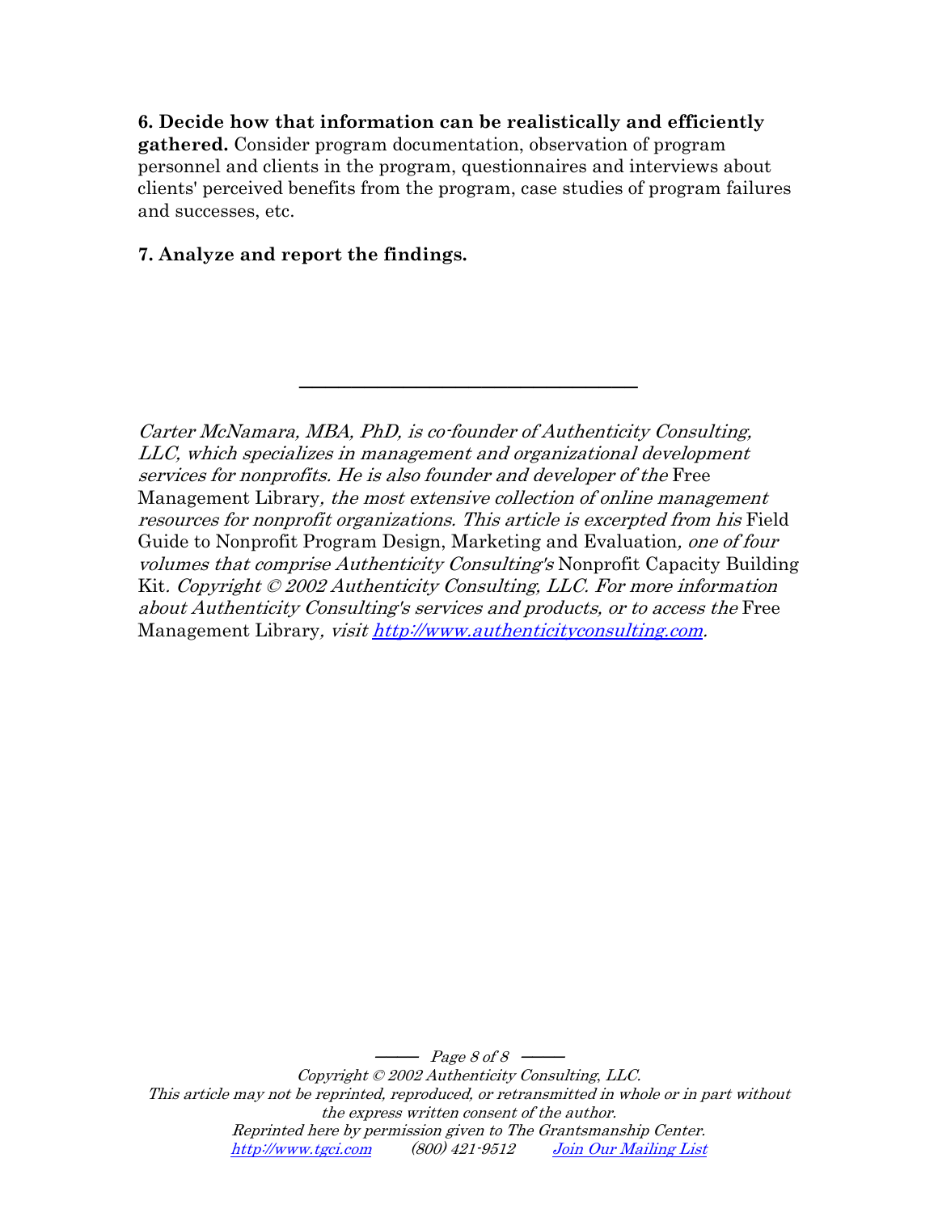**6. Decide how that information can be realistically and efficiently gathered.** Consider program documentation, observation of program personnel and clients in the program, questionnaires and interviews about clients' perceived benefits from the program, case studies of program failures and successes, etc.

**7. Analyze and report the findings.**

---

*Carter McNamara, MBA, PhD, is co-founder of Authenticity Consulting, LLC, which specializes in management and organizational development services for nonprofits. He is also founder and developer of the* Free Management Library*, the most extensive collection of online management resources for nonprofit organizations. This article is excerpted from his* Field Guide to Nonprofit Program Design, Marketing and Evaluation*, one of four volumes that comprise Authenticity Consulting's* Nonprofit Capacity Building Kit*. Copyright © 2002 Authenticity Consulting, LLC. For more information about Authenticity Consulting's services and products, or to access the* Free Management Library*, visit [http://www.authenticityconsulting.com](http://www.authenticityconsulting.com).*

*Copyright © 2002 Authenticity Consulting, LLC.*
*This article may not be reprinted, reproduced, or retransmitted in whole or in part without the express written consent of the author.*
*Reprinted here by permission given to The Grantsmanship Center.*
*[http://www.tgci.com](http://www.tgci.com) (800) 421-9512 Join Our Mailing List*